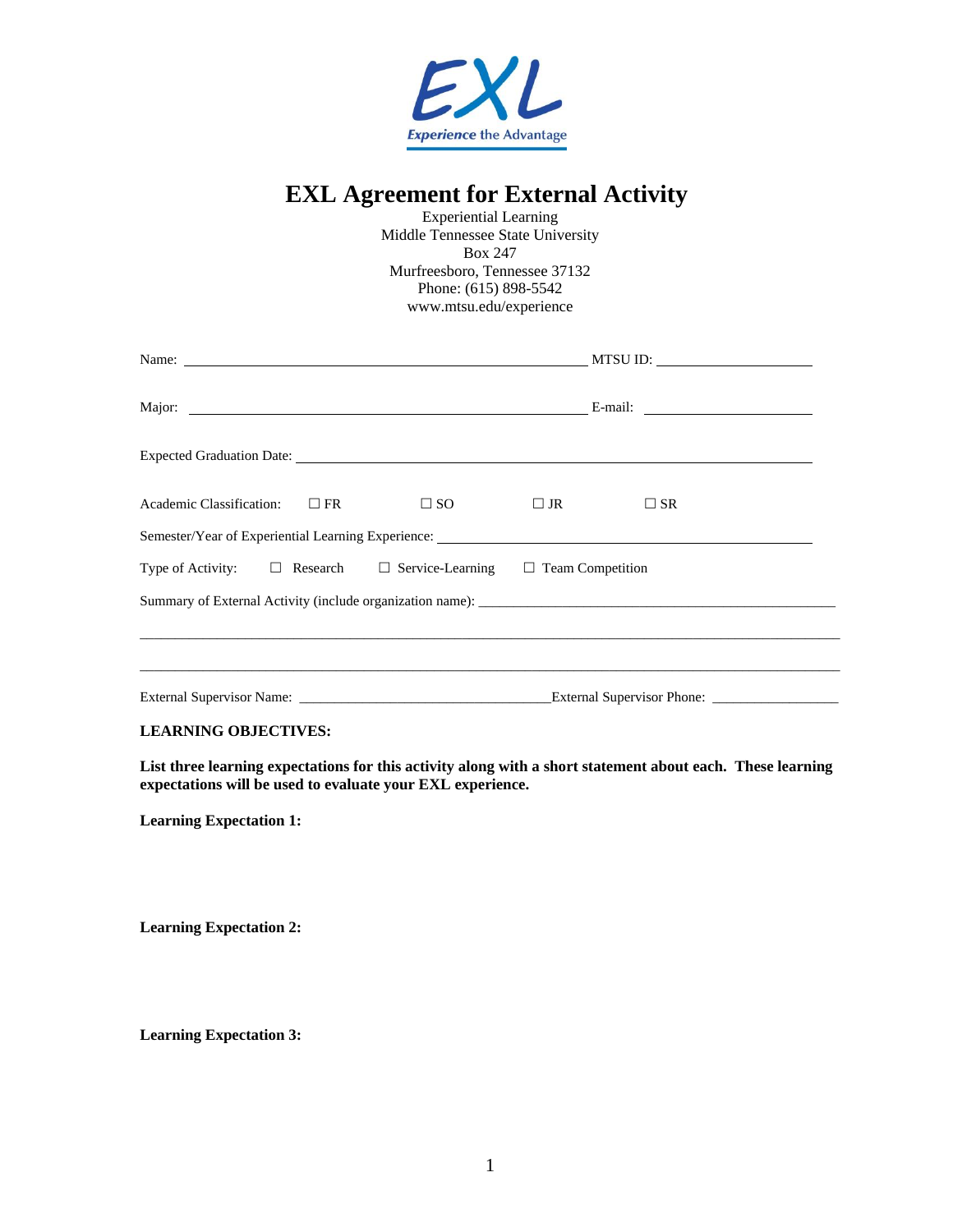# EXL Agreement for External Activity

Experiential Learning
Middle Tennessee State University
Box 247
Murfreesboro, Tennessee 37132
Phone: (615) 898-5542
www.mtsu.edu/experience

Name: ______________________________ MTSU ID: ______________

Major: ______________________________ E-mail: ______________

Expected Graduation Date: ______________________________

Academic Classification: ☐ FR ☐ SO ☐ JR ☐ SR

Semester/Year of Experiential Learning Experience: ______________________________

Type of Activity: ☐ Research ☐ Service-Learning ☐ Team Competition

Summary of External Activity (include organization name): ______________________________

______________________________________________________________________

______________________________________________________________________

External Supervisor Name: ______________________ External Supervisor Phone: ______________

**LEARNING OBJECTIVES:**

**List three learning expectations for this activity along with a short statement about each. These learning expectations will be used to evaluate your EXL experience.**

**Learning Expectation 1:**

**Learning Expectation 2:**

**Learning Expectation 3:**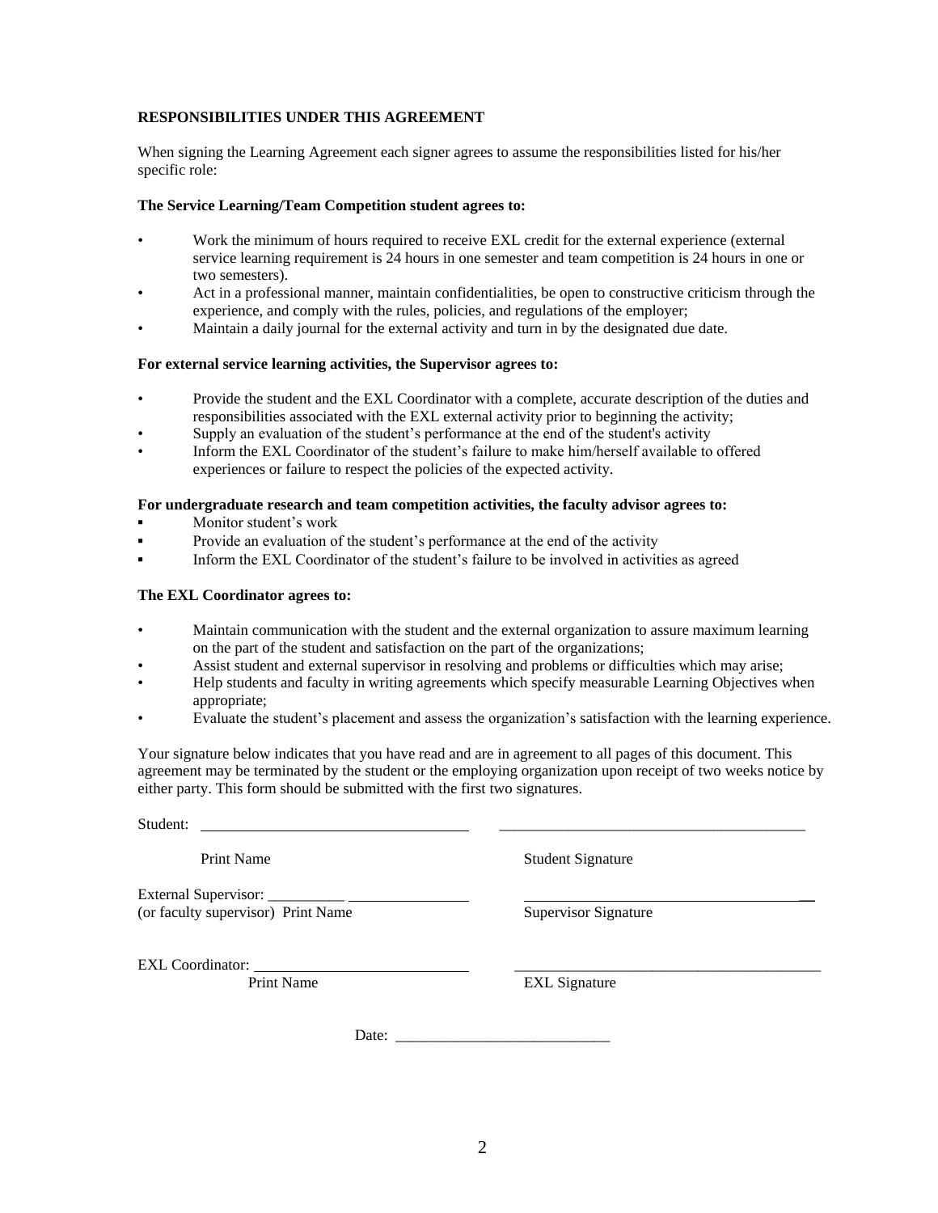**RESPONSIBILITIES UNDER THIS AGREEMENT**

When signing the Learning Agreement each signer agrees to assume the responsibilities listed for his/her specific role:

**The Service Learning/Team Competition student agrees to:**

- Work the minimum of hours required to receive EXL credit for the external experience (external service learning requirement is 24 hours in one semester and team competition is 24 hours in one or two semesters).
- Act in a professional manner, maintain confidentialities, be open to constructive criticism through the experience, and comply with the rules, policies, and regulations of the employer;
- Maintain a daily journal for the external activity and turn in by the designated due date.

**For external service learning activities, the Supervisor agrees to:**

- Provide the student and the EXL Coordinator with a complete, accurate description of the duties and responsibilities associated with the EXL external activity prior to beginning the activity;
- Supply an evaluation of the student's performance at the end of the student's activity
- Inform the EXL Coordinator of the student's failure to make him/herself available to offered experiences or failure to respect the policies of the expected activity.

**For undergraduate research and team competition activities, the faculty advisor agrees to:**

- Monitor student's work
- Provide an evaluation of the student's performance at the end of the activity
- Inform the EXL Coordinator of the student's failure to be involved in activities as agreed

**The EXL Coordinator agrees to:**

- Maintain communication with the student and the external organization to assure maximum learning on the part of the student and satisfaction on the part of the organizations;
- Assist student and external supervisor in resolving and problems or difficulties which may arise;
- Help students and faculty in writing agreements which specify measurable Learning Objectives when appropriate;
- Evaluate the student's placement and assess the organization's satisfaction with the learning experience.

Your signature below indicates that you have read and are in agreement to all pages of this document. This agreement may be terminated by the student or the employing organization upon receipt of two weeks notice by either party. This form should be submitted with the first two signatures.

Student: ______________________________ ______________________________

Print Name Student Signature

External Supervisor: ______________________________ ______________________________

(or faculty supervisor) Print Name Supervisor Signature

EXL Coordinator: ______________________________ ______________________________

Print Name EXL Signature

Date: ______________________________